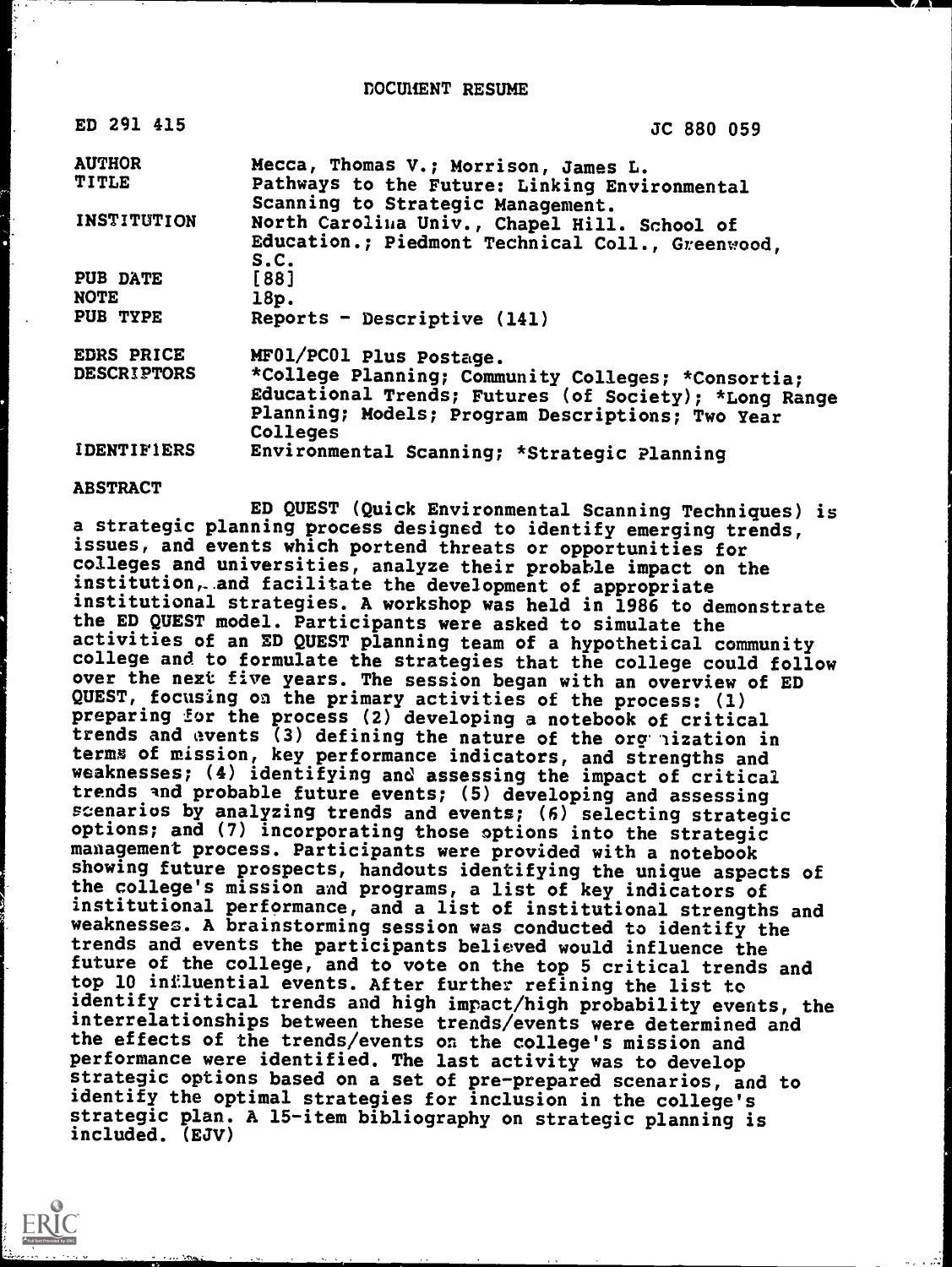# DOCUMENT RESUME

| | |
|---|---|
| ED 291 415 | JC 880 059 |
| AUTHOR | Mecca, Thomas V.; Morrison, James L. |
| TITLE | Pathways to the Future: Linking Environmental Scanning to Strategic Management. |
| INSTITUTION | North Carolina Univ., Chapel Hill. School of Education.; Piedmont Technical Coll., Greenwood, S.C. |
| PUB DATE | [88] |
| NOTE | 18p. |
| PUB TYPE | Reports - Descriptive (141) |
| EDRS PRICE | MF01/PC01 Plus Postage. |
| DESCRIPTORS | *College Planning; Community Colleges; *Consortia; Educational Trends; Futures (of Society); *Long Range Planning; Models; Program Descriptions; Two Year Colleges |
| IDENTIFIERS | Environmental Scanning; *Strategic Planning |

## ABSTRACT

ED QUEST (Quick Environmental Scanning Techniques) is a strategic planning process designed to identify emerging trends, issues, and events which portend threats or opportunities for colleges and universities, analyze their probable impact on the institution, and facilitate the development of appropriate institutional strategies. A workshop was held in 1986 to demonstrate the ED QUEST model. Participants were asked to simulate the activities of an ED QUEST planning team of a hypothetical community college and to formulate the strategies that the college could follow over the next five years. The session began with an overview of ED QUEST, focusing on the primary activities of the process: (1) preparing for the process (2) developing a notebook of critical trends and events (3) defining the nature of the organization in terms of mission, key performance indicators, and strengths and weaknesses; (4) identifying and assessing the impact of critical trends and probable future events; (5) developing and assessing scenarios by analyzing trends and events; (6) selecting strategic options; and (7) incorporating those options into the strategic management process. Participants were provided with a notebook showing future prospects, handouts identifying the unique aspects of the college's mission and programs, a list of key indicators of institutional performance, and a list of institutional strengths and weaknesses. A brainstorming session was conducted to identify the trends and events the participants believed would influence the future of the college, and to vote on the top 5 critical trends and top 10 influential events. After further refining the list to identify critical trends and high impact/high probability events, the interrelationships between these trends/events were determined and the effects of the trends/events on the college's mission and performance were identified. The last activity was to develop strategic options based on a set of pre-prepared scenarios, and to identify the optimal strategies for inclusion in the college's strategic plan. A 15-item bibliography on strategic planning is included. (EJV)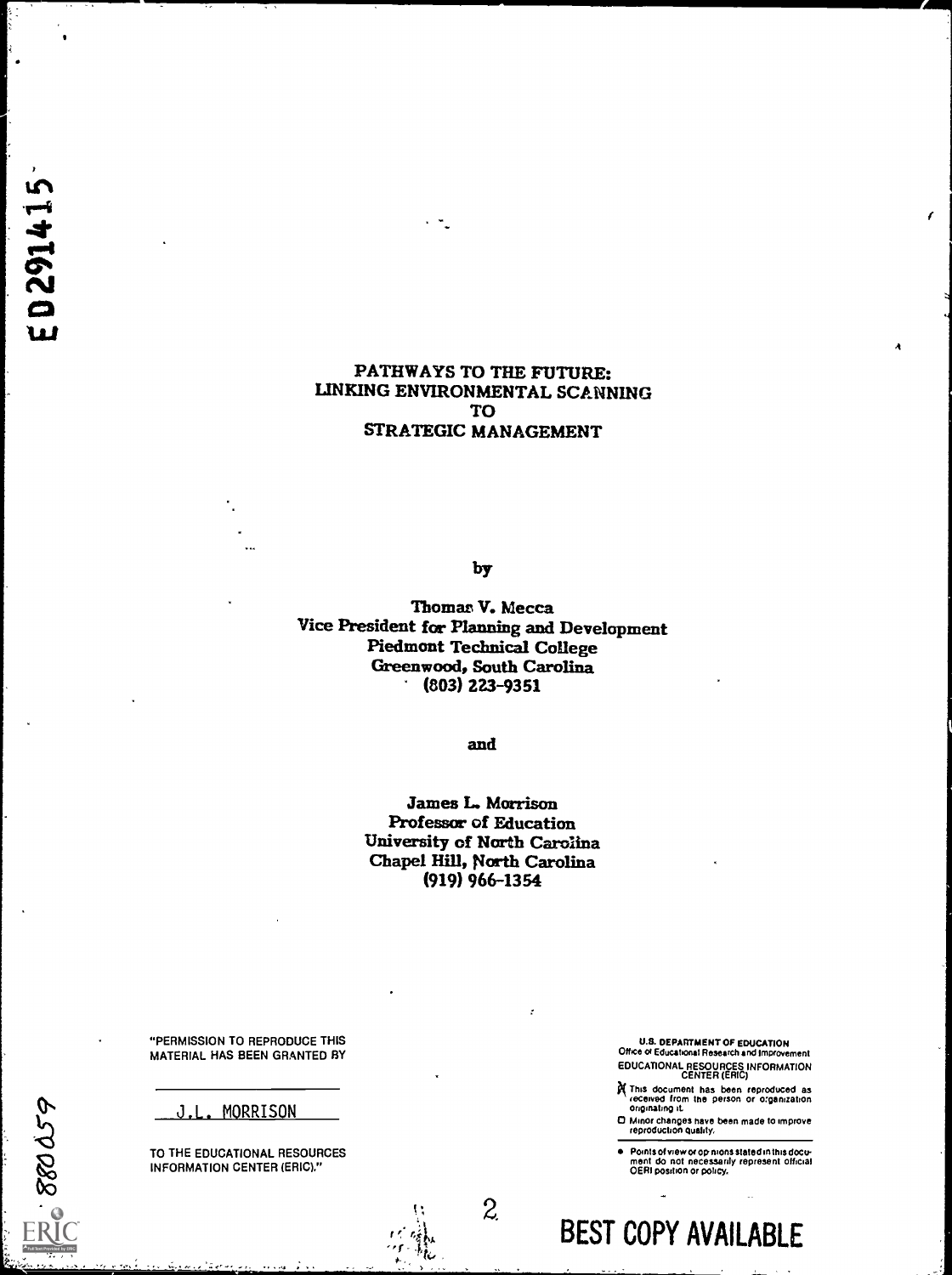ED291415

# PATHWAYS TO THE FUTURE: LINKING ENVIRONMENTAL SCANNING TO STRATEGIC MANAGEMENT

by

Thomas V. Mecca
Vice President for Planning and Development
Piedmont Technical College
Greenwood, South Carolina
(803) 223-9351

and

James L. Morrison
Professor of Education
University of North Carolina
Chapel Hill, North Carolina
(919) 966-1354

"PERMISSION TO REPRODUCE THIS MATERIAL HAS BEEN GRANTED BY

J.L. MORRISON

TO THE EDUCATIONAL RESOURCES INFORMATION CENTER (ERIC)."

U.S. DEPARTMENT OF EDUCATION
Office of Educational Research and Improvement
EDUCATIONAL RESOURCES INFORMATION CENTER (ERIC)

- [x] This document has been reproduced as received from the person or organization originating it.
- [ ] Minor changes have been made to improve reproduction quality.

- Points of view or opinions stated in this document do not necessarily represent official OERI position or policy.

880059

BEST COPY AVAILABLE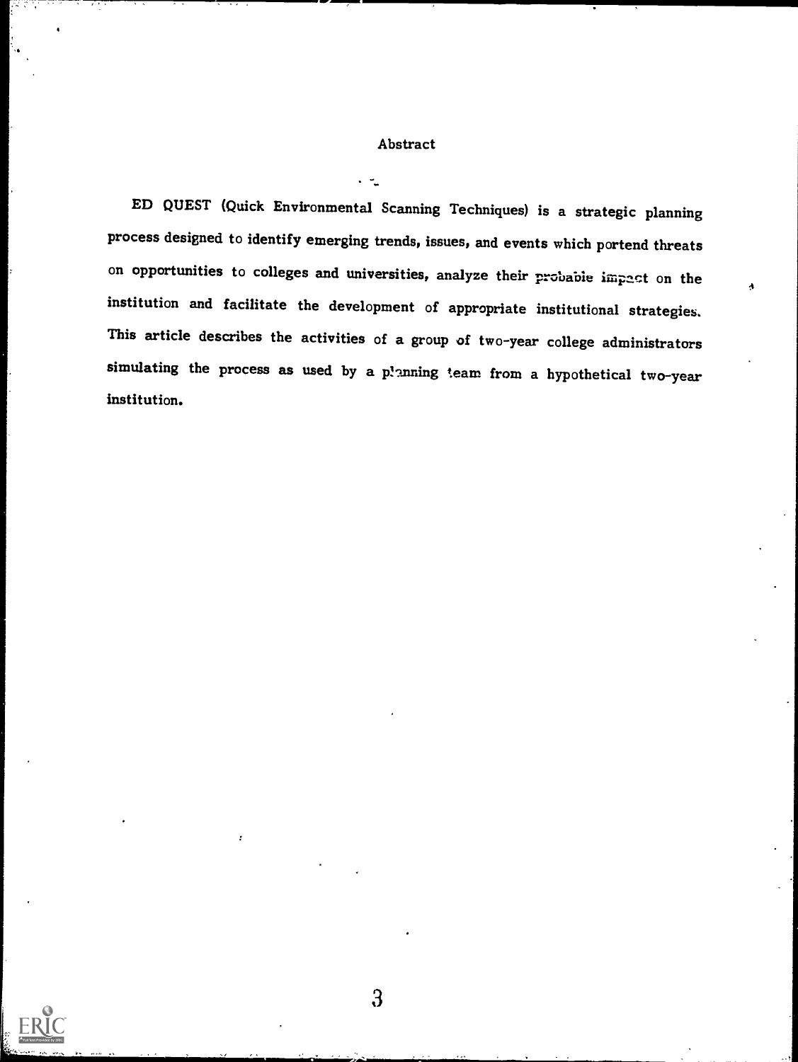## Abstract

ED QUEST (Quick Environmental Scanning Techniques) is a strategic planning process designed to identify emerging trends, issues, and events which portend threats on opportunities to colleges and universities, analyze their probable impact on the institution and facilitate the development of appropriate institutional strategies. This article describes the activities of a group of two-year college administrators simulating the process as used by a planning team from a hypothetical two-year institution.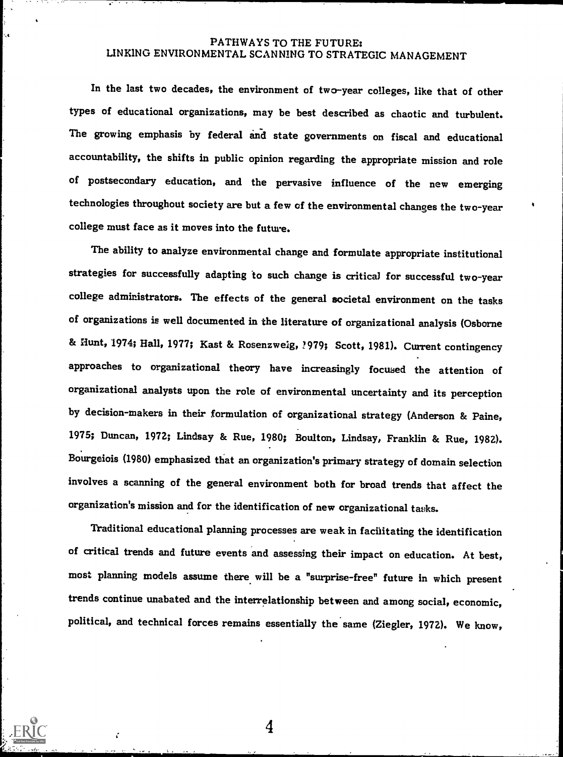# PATHWAYS TO THE FUTURE: LINKING ENVIRONMENTAL SCANNING TO STRATEGIC MANAGEMENT

In the last two decades, the environment of two-year colleges, like that of other types of educational organizations, may be best described as chaotic and turbulent. The growing emphasis by federal and state governments on fiscal and educational accountability, the shifts in public opinion regarding the appropriate mission and role of postsecondary education, and the pervasive influence of the new emerging technologies throughout society are but a few of the environmental changes the two-year college must face as it moves into the future.

The ability to analyze environmental change and formulate appropriate institutional strategies for successfully adapting to such change is critical for successful two-year college administrators. The effects of the general societal environment on the tasks of organizations is well documented in the literature of organizational analysis (Osborne & Hunt, 1974; Hall, 1977; Kast & Rosenzweig, 1979; Scott, 1981). Current contingency approaches to organizational theory have increasingly focused the attention of organizational analysts upon the role of environmental uncertainty and its perception by decision-makers in their formulation of organizational strategy (Anderson & Paine, 1975; Duncan, 1972; Lindsay & Rue, 1980; Boulton, Lindsay, Franklin & Rue, 1982). Bourgeiois (1980) emphasized that an organization's primary strategy of domain selection involves a scanning of the general environment both for broad trends that affect the organization's mission and for the identification of new organizational tasks.

Traditional educational planning processes are weak in facilitating the identification of critical trends and future events and assessing their impact on education. At best, most planning models assume there will be a "surprise-free" future in which present trends continue unabated and the interrelationship between and among social, economic, political, and technical forces remains essentially the same (Ziegler, 1972). We know,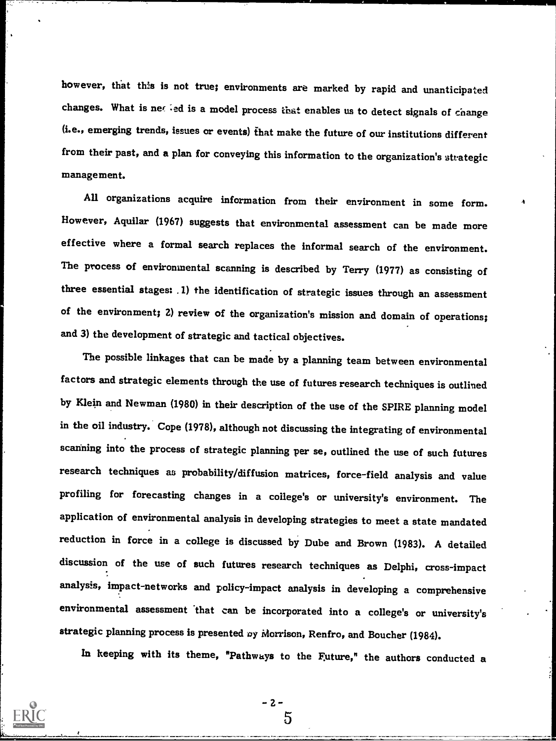however, that this is not true; environments are marked by rapid and unanticipated changes. What is needed is a model process that enables us to detect signals of change (i.e., emerging trends, issues or events) that make the future of our institutions different from their past, and a plan for conveying this information to the organization's strategic management.

All organizations acquire information from their environment in some form. However, Aquilar (1967) suggests that environmental assessment can be made more effective where a formal search replaces the informal search of the environment. The process of environmental scanning is described by Terry (1977) as consisting of three essential stages: 1) the identification of strategic issues through an assessment of the environment; 2) review of the organization's mission and domain of operations; and 3) the development of strategic and tactical objectives.

The possible linkages that can be made by a planning team between environmental factors and strategic elements through the use of futures research techniques is outlined by Klein and Newman (1980) in their description of the use of the SPIRE planning model in the oil industry. Cope (1978), although not discussing the integrating of environmental scanning into the process of strategic planning per se, outlined the use of such futures research techniques as probability/diffusion matrices, force-field analysis and value profiling for forecasting changes in a college's or university's environment. The application of environmental analysis in developing strategies to meet a state mandated reduction in force in a college is discussed by Dube and Brown (1983). A detailed discussion of the use of such futures research techniques as Delphi, cross-impact analysis, impact-networks and policy-impact analysis in developing a comprehensive environmental assessment that can be incorporated into a college's or university's strategic planning process is presented by Morrison, Renfro, and Boucher (1984).

In keeping with its theme, "Pathways to the Future," the authors conducted a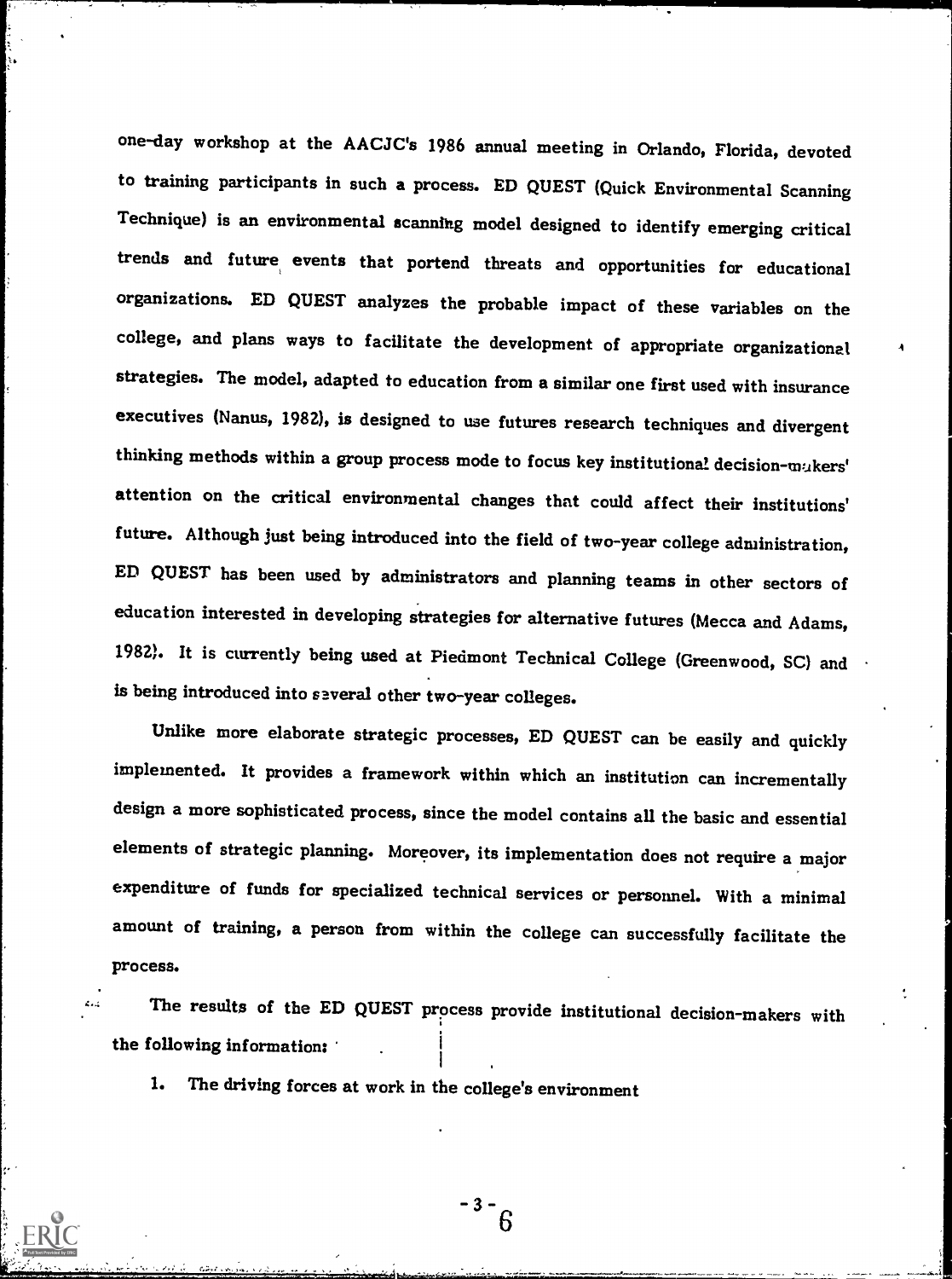one-day workshop at the AACJC's 1986 annual meeting in Orlando, Florida, devoted to training participants in such a process. ED QUEST (Quick Environmental Scanning Technique) is an environmental scanning model designed to identify emerging critical trends and future events that portend threats and opportunities for educational organizations. ED QUEST analyzes the probable impact of these variables on the college, and plans ways to facilitate the development of appropriate organizational strategies. The model, adapted to education from a similar one first used with insurance executives (Nanus, 1982), is designed to use futures research techniques and divergent thinking methods within a group process mode to focus key institutional decision-makers' attention on the critical environmental changes that could affect their institutions' future. Although just being introduced into the field of two-year college administration, ED QUEST has been used by administrators and planning teams in other sectors of education interested in developing strategies for alternative futures (Mecca and Adams, 1982). It is currently being used at Piedmont Technical College (Greenwood, SC) and is being introduced into several other two-year colleges.

Unlike more elaborate strategic processes, ED QUEST can be easily and quickly implemented. It provides a framework within which an institution can incrementally design a more sophisticated process, since the model contains all the basic and essential elements of strategic planning. Moreover, its implementation does not require a major expenditure of funds for specialized technical services or personnel. With a minimal amount of training, a person from within the college can successfully facilitate the process.

The results of the ED QUEST process provide institutional decision-makers with the following information:

1. The driving forces at work in the college's environment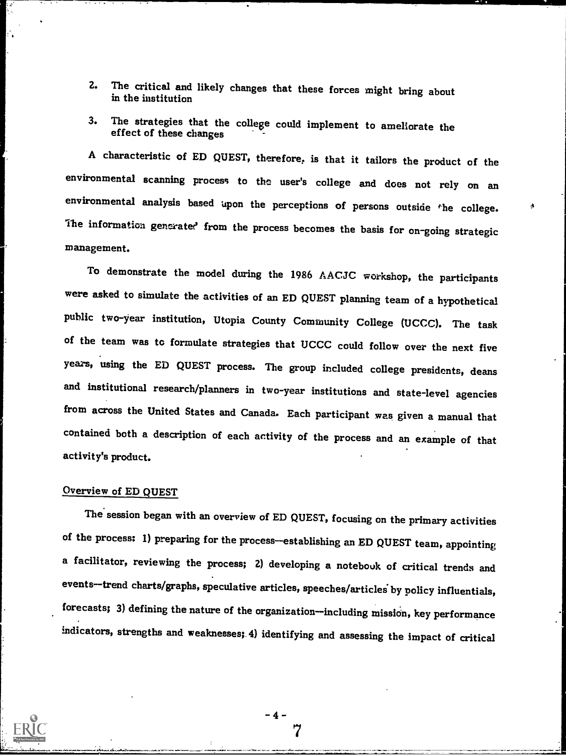2. The critical and likely changes that these forces might bring about in the institution

3. The strategies that the college could implement to ameliorate the effect of these changes

A characteristic of ED QUEST, therefore, is that it tailors the product of the environmental scanning process to the user's college and does not rely on an environmental analysis based upon the perceptions of persons outside the college. The information generated from the process becomes the basis for on-going strategic management.

To demonstrate the model during the 1986 AACJC workshop, the participants were asked to simulate the activities of an ED QUEST planning team of a hypothetical public two-year institution, Utopia County Community College (UCCC). The task of the team was to formulate strategies that UCCC could follow over the next five years, using the ED QUEST process. The group included college presidents, deans and institutional research/planners in two-year institutions and state-level agencies from across the United States and Canada. Each participant was given a manual that contained both a description of each activity of the process and an example of that activity's product.

## Overview of ED QUEST

The session began with an overview of ED QUEST, focusing on the primary activities of the process: 1) preparing for the process—establishing an ED QUEST team, appointing a facilitator, reviewing the process; 2) developing a notebook of critical trends and events—trend charts/graphs, speculative articles, speeches/articles by policy influentials, forecasts; 3) defining the nature of the organization—including mission, key performance indicators, strengths and weaknesses; 4) identifying and assessing the impact of critical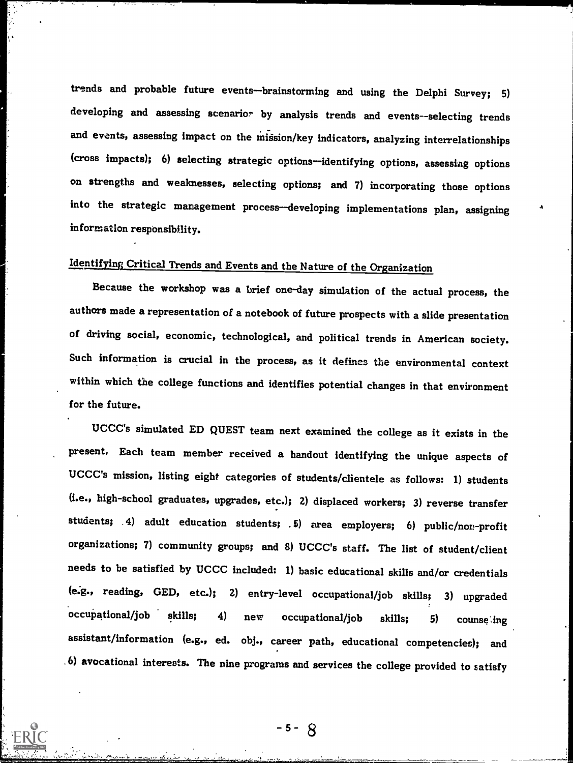trends and probable future events—brainstorming and using the Delphi Survey; 5) developing and assessing scenarios by analysis trends and events--selecting trends and events, assessing impact on the mission/key indicators, analyzing interrelationships (cross impacts); 6) selecting strategic options—identifying options, assessing options on strengths and weaknesses, selecting options; and 7) incorporating those options into the strategic management process—developing implementations plan, assigning information responsibility.

## Identifying Critical Trends and Events and the Nature of the Organization

Because the workshop was a brief one-day simulation of the actual process, the authors made a representation of a notebook of future prospects with a slide presentation of driving social, economic, technological, and political trends in American society. Such information is crucial in the process, as it defines the environmental context within which the college functions and identifies potential changes in that environment for the future.

UCCC's simulated ED QUEST team next examined the college as it exists in the present. Each team member received a handout identifying the unique aspects of UCCC's mission, listing eight categories of students/clientele as follows: 1) students (i.e., high-school graduates, upgrades, etc.); 2) displaced workers; 3) reverse transfer students; 4) adult education students; 5) area employers; 6) public/non-profit organizations; 7) community groups; and 8) UCCC's staff. The list of student/client needs to be satisfied by UCCC included: 1) basic educational skills and/or credentials (e.g., reading, GED, etc.); 2) entry-level occupational/job skills; 3) upgraded occupational/job skills; 4) new occupational/job skills; 5) counseling assistant/information (e.g., ed. obj., career path, educational competencies); and 6) avocational interests. The nine programs and services the college provided to satisfy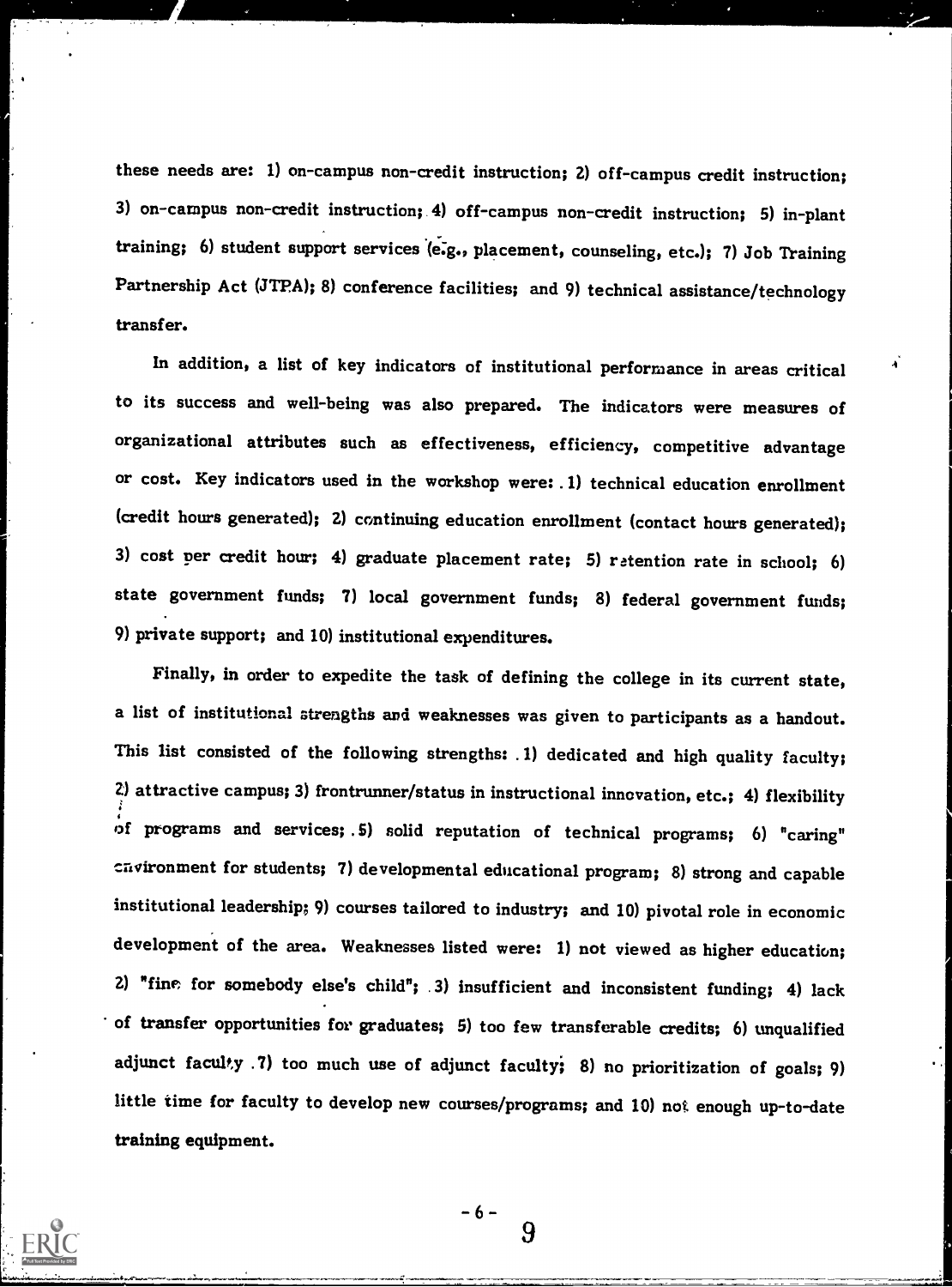these needs are: 1) on-campus non-credit instruction; 2) off-campus credit instruction; 3) on-campus non-credit instruction; 4) off-campus non-credit instruction; 5) in-plant training; 6) student support services (e.g., placement, counseling, etc.); 7) Job Training Partnership Act (JTPA); 8) conference facilities; and 9) technical assistance/technology transfer.

In addition, a list of key indicators of institutional performance in areas critical to its success and well-being was also prepared. The indicators were measures of organizational attributes such as effectiveness, efficiency, competitive advantage or cost. Key indicators used in the workshop were: 1) technical education enrollment (credit hours generated); 2) continuing education enrollment (contact hours generated); 3) cost per credit hour; 4) graduate placement rate; 5) retention rate in school; 6) state government funds; 7) local government funds; 8) federal government funds; 9) private support; and 10) institutional expenditures.

Finally, in order to expedite the task of defining the college in its current state, a list of institutional strengths and weaknesses was given to participants as a handout. This list consisted of the following strengths: 1) dedicated and high quality faculty; 2) attractive campus; 3) frontrunner/status in instructional innovation, etc.; 4) flexibility of programs and services; 5) solid reputation of technical programs; 6) "caring" environment for students; 7) developmental educational program; 8) strong and capable institutional leadership; 9) courses tailored to industry; and 10) pivotal role in economic development of the area. Weaknesses listed were: 1) not viewed as higher education; 2) "fine for somebody else's child"; 3) insufficient and inconsistent funding; 4) lack of transfer opportunities for graduates; 5) too few transferable credits; 6) unqualified adjunct faculty 7) too much use of adjunct faculty; 8) no prioritization of goals; 9) little time for faculty to develop new courses/programs; and 10) not enough up-to-date training equipment.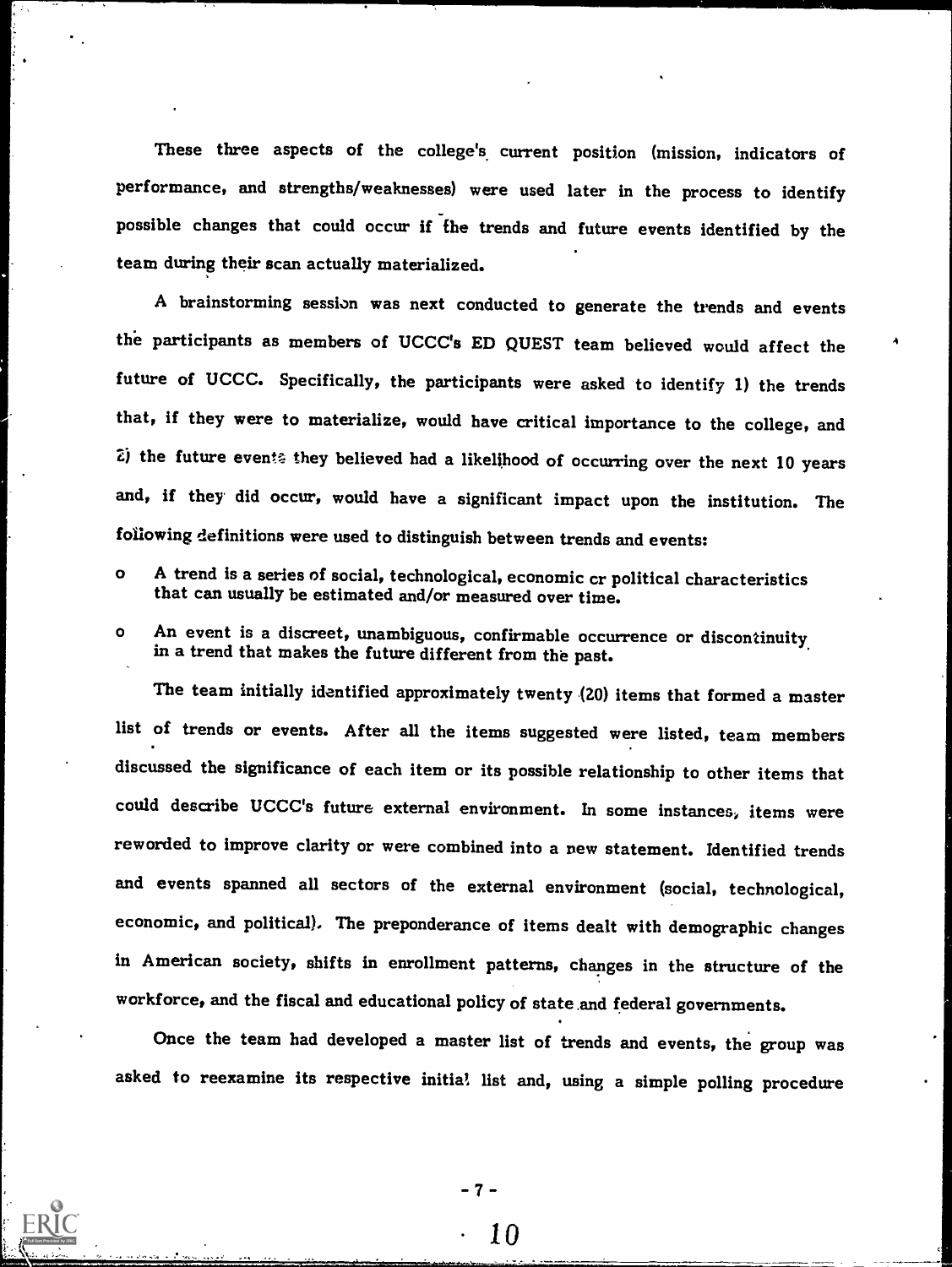These three aspects of the college's current position (mission, indicators of performance, and strengths/weaknesses) were used later in the process to identify possible changes that could occur if the trends and future events identified by the team during their scan actually materialized.

A brainstorming session was next conducted to generate the trends and events the participants as members of UCCC's ED QUEST team believed would affect the future of UCCC. Specifically, the participants were asked to identify 1) the trends that, if they were to materialize, would have critical importance to the college, and 2) the future events they believed had a likelihood of occurring over the next 10 years and, if they did occur, would have a significant impact upon the institution. The following definitions were used to distinguish between trends and events:

- A trend is a series of social, technological, economic or political characteristics that can usually be estimated and/or measured over time.
- An event is a discreet, unambiguous, confirmable occurrence or discontinuity in a trend that makes the future different from the past.

The team initially identified approximately twenty (20) items that formed a master list of trends or events. After all the items suggested were listed, team members discussed the significance of each item or its possible relationship to other items that could describe UCCC's future external environment. In some instances, items were reworded to improve clarity or were combined into a new statement. Identified trends and events spanned all sectors of the external environment (social, technological, economic, and political). The preponderance of items dealt with demographic changes in American society, shifts in enrollment patterns, changes in the structure of the workforce, and the fiscal and educational policy of state and federal governments.

Once the team had developed a master list of trends and events, the group was asked to reexamine its respective initial list and, using a simple polling procedure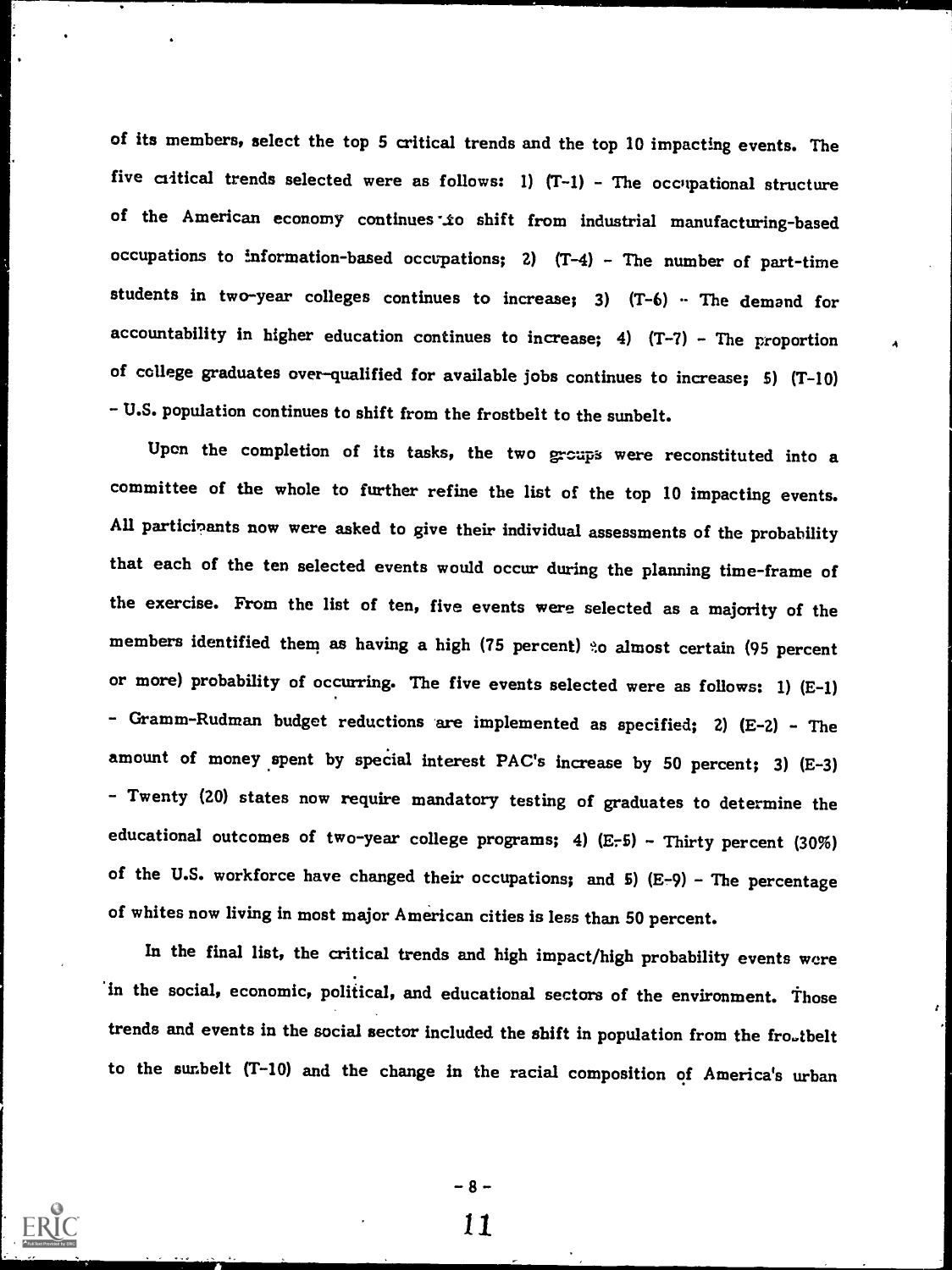of its members, select the top 5 critical trends and the top 10 impacting events. The five critical trends selected were as follows: 1) (T-1) - The occupational structure of the American economy continues to shift from industrial manufacturing-based occupations to information-based occupations; 2) (T-4) - The number of part-time students in two-year colleges continues to increase; 3) (T-6) - The demand for accountability in higher education continues to increase; 4) (T-7) - The proportion of college graduates over-qualified for available jobs continues to increase; 5) (T-10) - U.S. population continues to shift from the frostbelt to the sunbelt.

Upon the completion of its tasks, the two groups were reconstituted into a committee of the whole to further refine the list of the top 10 impacting events. All participants now were asked to give their individual assessments of the probability that each of the ten selected events would occur during the planning time-frame of the exercise. From the list of ten, five events were selected as a majority of the members identified them as having a high (75 percent) to almost certain (95 percent or more) probability of occurring. The five events selected were as follows: 1) (E-1) - Gramm-Rudman budget reductions are implemented as specified; 2) (E-2) - The amount of money spent by special interest PAC's increase by 50 percent; 3) (E-3) - Twenty (20) states now require mandatory testing of graduates to determine the educational outcomes of two-year college programs; 4) (E-5) - Thirty percent (30%) of the U.S. workforce have changed their occupations; and 5) (E-9) - The percentage of whites now living in most major American cities is less than 50 percent.

In the final list, the critical trends and high impact/high probability events were in the social, economic, political, and educational sectors of the environment. Those trends and events in the social sector included the shift in population from the frostbelt to the sunbelt (T-10) and the change in the racial composition of America's urban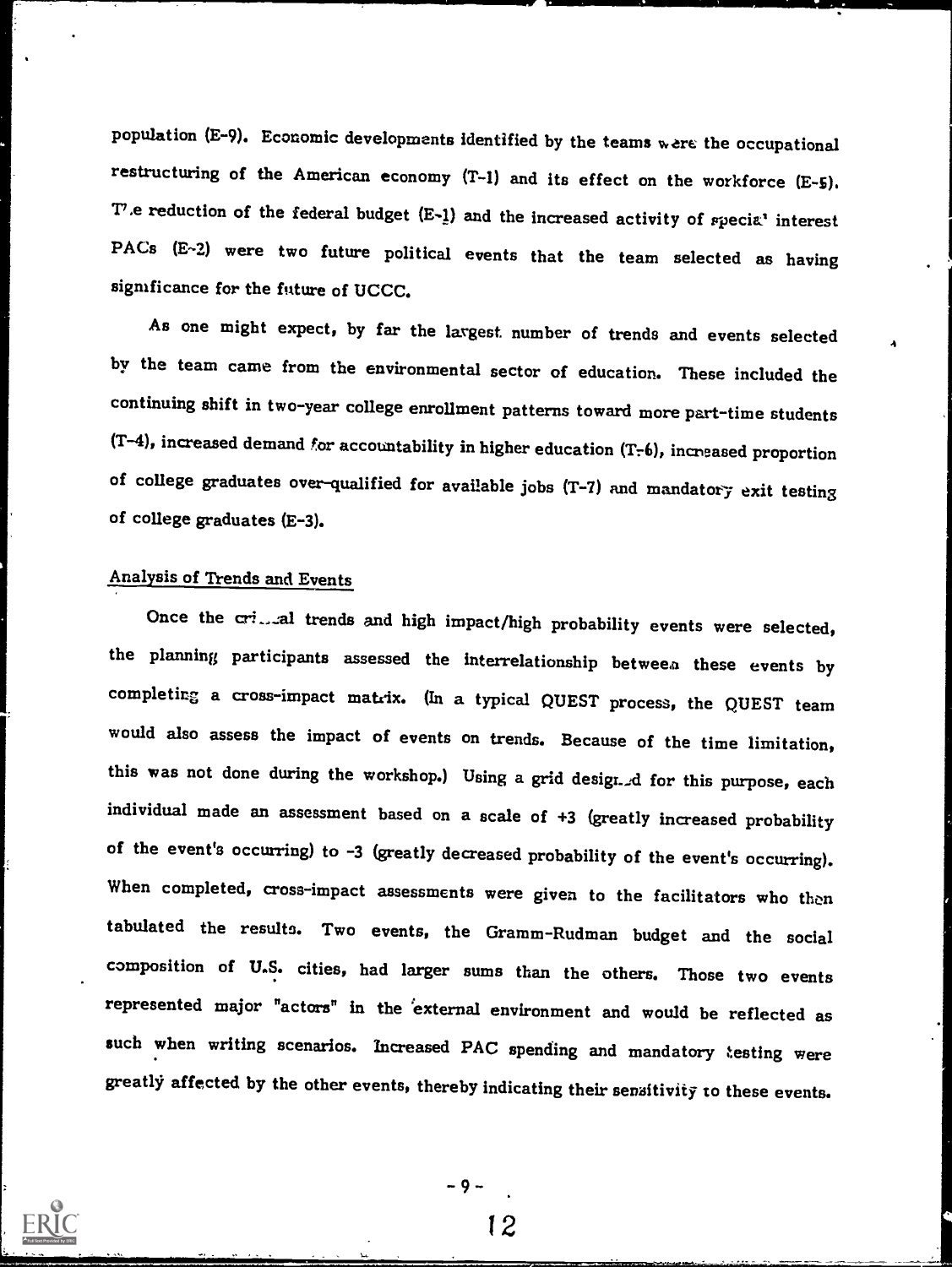population (E-9). Economic developments identified by the teams were the occupational restructuring of the American economy (T-1) and its effect on the workforce (E-5). The reduction of the federal budget (E-1) and the increased activity of special interest PACs (E-2) were two future political events that the team selected as having significance for the future of UCCC.

As one might expect, by far the largest number of trends and events selected by the team came from the environmental sector of education. These included the continuing shift in two-year college enrollment patterns toward more part-time students (T-4), increased demand for accountability in higher education (T-6), increased proportion of college graduates over-qualified for available jobs (T-7) and mandatory exit testing of college graduates (E-3).

## Analysis of Trends and Events

Once the critical trends and high impact/high probability events were selected, the planning participants assessed the interrelationship between these events by completing a cross-impact matrix. (In a typical QUEST process, the QUEST team would also assess the impact of events on trends. Because of the time limitation, this was not done during the workshop.) Using a grid designed for this purpose, each individual made an assessment based on a scale of +3 (greatly increased probability of the event's occurring) to -3 (greatly decreased probability of the event's occurring). When completed, cross-impact assessments were given to the facilitators who then tabulated the results. Two events, the Gramm-Rudman budget and the social composition of U.S. cities, had larger sums than the others. Those two events represented major "actors" in the external environment and would be reflected as such when writing scenarios. Increased PAC spending and mandatory testing were greatly affected by the other events, thereby indicating their sensitivity to these events.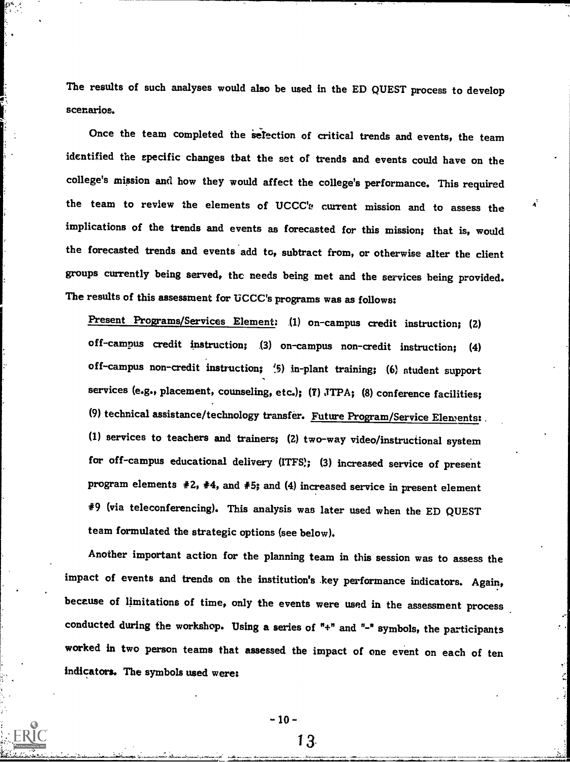The results of such analyses would also be used in the ED QUEST process to develop scenarios.

Once the team completed the selection of critical trends and events, the team identified the specific changes that the set of trends and events could have on the college's mission and how they would affect the college's performance. This required the team to review the elements of UCCC's current mission and to assess the implications of the trends and events as forecasted for this mission; that is, would the forecasted trends and events add to, subtract from, or otherwise alter the client groups currently being served, the needs being met and the services being provided. The results of this assessment for UCCC's programs was as follows:

> Present Programs/Services Element: (1) on-campus credit instruction; (2) off-campus credit instruction; (3) on-campus non-credit instruction; (4) off-campus non-credit instruction; (5) in-plant training; (6) student support services (e.g., placement, counseling, etc.); (7) JTPA; (8) conference facilities; (9) technical assistance/technology transfer. Future Program/Service Elements: (1) services to teachers and trainers; (2) two-way video/instructional system for off-campus educational delivery (ITFS); (3) increased service of present program elements #2, #4, and #5; and (4) increased service in present element #9 (via teleconferencing). This analysis was later used when the ED QUEST team formulated the strategic options (see below).

Another important action for the planning team in this session was to assess the impact of events and trends on the institution's key performance indicators. Again, because of limitations of time, only the events were used in the assessment process conducted during the workshop. Using a series of "+" and "-" symbols, the participants worked in two person teams that assessed the impact of one event on each of ten indicators. The symbols used were: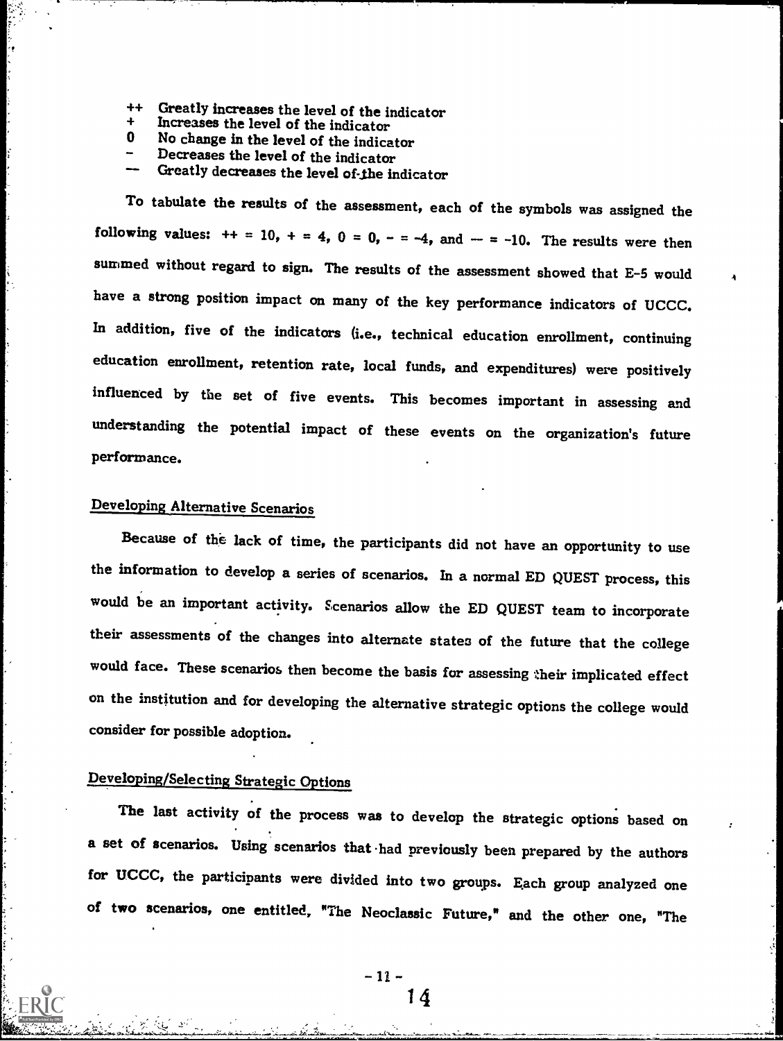++ Greatly increases the level of the indicator
\+ Increases the level of the indicator
0 No change in the level of the indicator
\- Decreases the level of the indicator
-- Greatly decreases the level of the indicator

To tabulate the results of the assessment, each of the symbols was assigned the following values: ++ = 10, + = 4, 0 = 0, - = -4, and -- = -10. The results were then summed without regard to sign. The results of the assessment showed that E-5 would have a strong position impact on many of the key performance indicators of UCCC. In addition, five of the indicators (i.e., technical education enrollment, continuing education enrollment, retention rate, local funds, and expenditures) were positively influenced by the set of five events. This becomes important in assessing and understanding the potential impact of these events on the organization's future performance.

## Developing Alternative Scenarios

Because of the lack of time, the participants did not have an opportunity to use the information to develop a series of scenarios. In a normal ED QUEST process, this would be an important activity. Scenarios allow the ED QUEST team to incorporate their assessments of the changes into alternate states of the future that the college would face. These scenarios then become the basis for assessing their implicated effect on the institution and for developing the alternative strategic options the college would consider for possible adoption.

## Developing/Selecting Strategic Options

The last activity of the process was to develop the strategic options based on a set of scenarios. Using scenarios that had previously been prepared by the authors for UCCC, the participants were divided into two groups. Each group analyzed one of two scenarios, one entitled, "The Neoclassic Future," and the other one, "The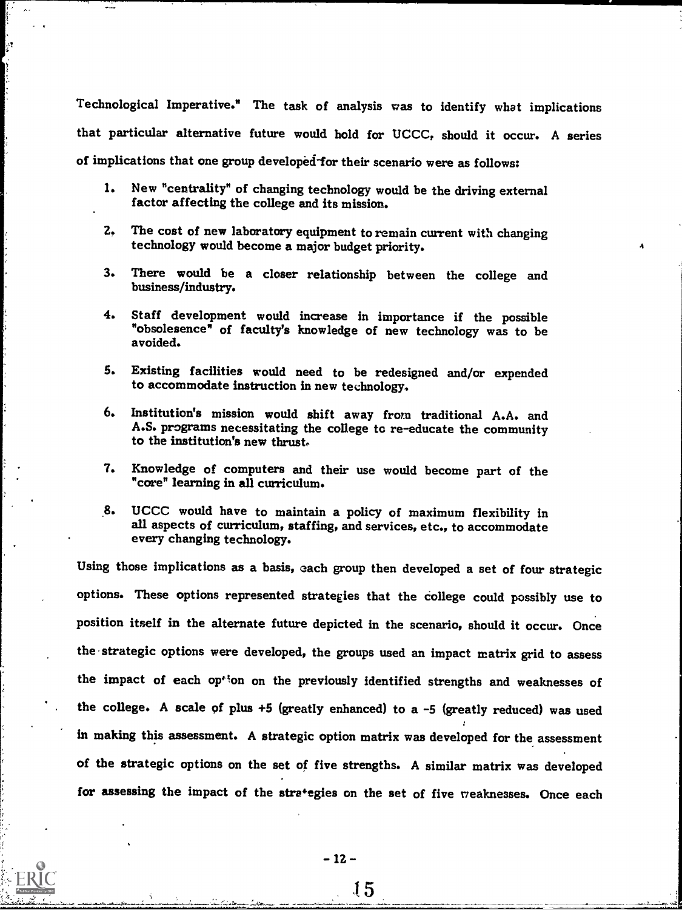Technological Imperative." The task of analysis was to identify what implications that particular alternative future would hold for UCCC, should it occur. A series of implications that one group developed for their scenario were as follows:

1. New "centrality" of changing technology would be the driving external factor affecting the college and its mission.
2. The cost of new laboratory equipment to remain current with changing technology would become a major budget priority.
3. There would be a closer relationship between the college and business/industry.
4. Staff development would increase in importance if the possible "obsolesence" of faculty's knowledge of new technology was to be avoided.
5. Existing facilities would need to be redesigned and/or expended to accommodate instruction in new technology.
6. Institution's mission would shift away from traditional A.A. and A.S. programs necessitating the college to re-educate the community to the institution's new thrust.
7. Knowledge of computers and their use would become part of the "core" learning in all curriculum.
8. UCCC would have to maintain a policy of maximum flexibility in all aspects of curriculum, staffing, and services, etc., to accommodate every changing technology.

Using those implications as a basis, each group then developed a set of four strategic options. These options represented strategies that the college could possibly use to position itself in the alternate future depicted in the scenario, should it occur. Once the strategic options were developed, the groups used an impact matrix grid to assess the impact of each option on the previously identified strengths and weaknesses of the college. A scale of plus +5 (greatly enhanced) to a -5 (greatly reduced) was used in making this assessment. A strategic option matrix was developed for the assessment of the strategic options on the set of five strengths. A similar matrix was developed for assessing the impact of the strategies on the set of five weaknesses. Once each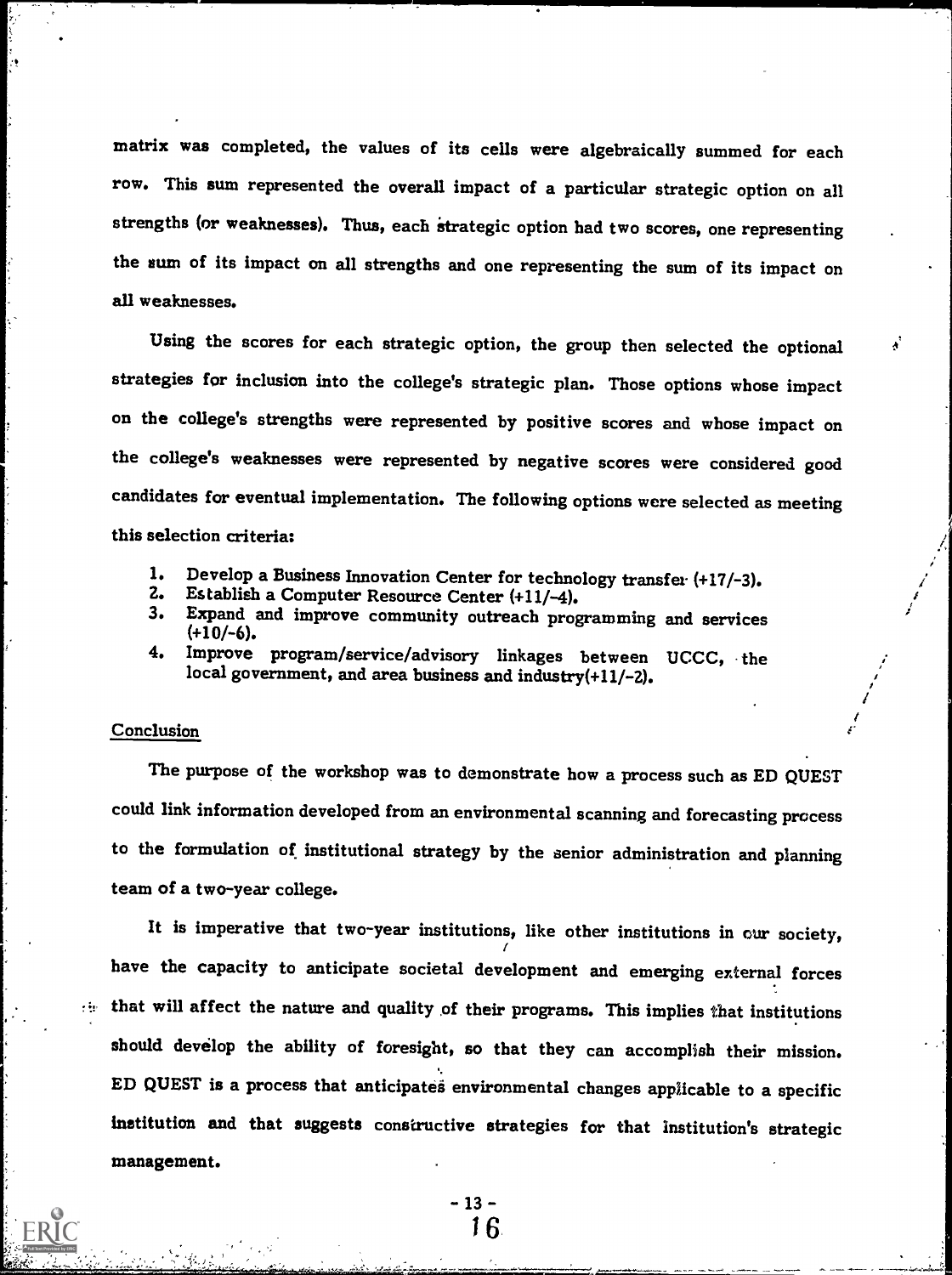matrix was completed, the values of its cells were algebraically summed for each row. This sum represented the overall impact of a particular strategic option on all strengths (or weaknesses). Thus, each strategic option had two scores, one representing the sum of its impact on all strengths and one representing the sum of its impact on all weaknesses.

Using the scores for each strategic option, the group then selected the optional strategies for inclusion into the college's strategic plan. Those options whose impact on the college's strengths were represented by positive scores and whose impact on the college's weaknesses were represented by negative scores were considered good candidates for eventual implementation. The following options were selected as meeting this selection criteria:

1. Develop a Business Innovation Center for technology transfer (+17/-3).
2. Establish a Computer Resource Center (+11/-4).
3. Expand and improve community outreach programming and services (+10/-6).
4. Improve program/service/advisory linkages between UCCC, the local government, and area business and industry(+11/-2).

## Conclusion

The purpose of the workshop was to demonstrate how a process such as ED QUEST could link information developed from an environmental scanning and forecasting process to the formulation of institutional strategy by the senior administration and planning team of a two-year college.

It is imperative that two-year institutions, like other institutions in our society, have the capacity to anticipate societal development and emerging external forces that will affect the nature and quality of their programs. This implies that institutions should develop the ability of foresight, so that they can accomplish their mission. ED QUEST is a process that anticipates environmental changes applicable to a specific institution and that suggests constructive strategies for that institution's strategic management.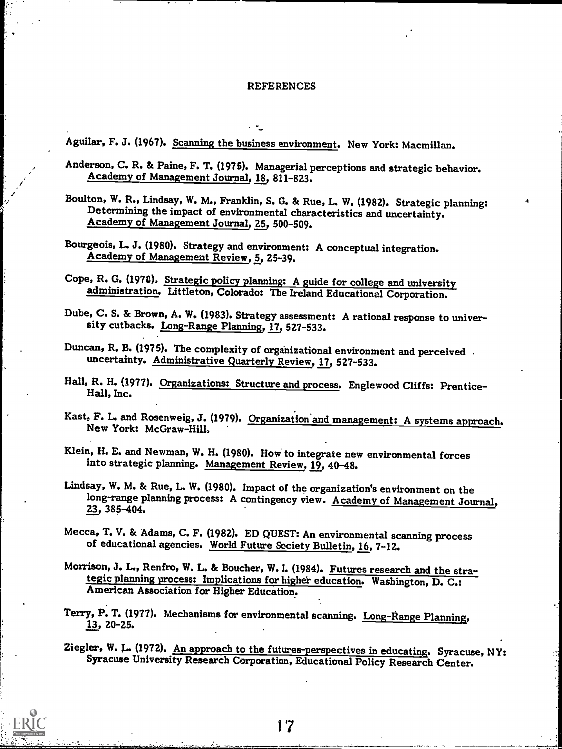# REFERENCES

Aguilar, F. J. (1967). Scanning the business environment. New York: Macmillan.

Anderson, C. R. & Paine, F. T. (1975). Managerial perceptions and strategic behavior. Academy of Management Journal, 18, 811-823.

Boulton, W. R., Lindsay, W. M., Franklin, S. G. & Rue, L. W. (1982). Strategic planning: Determining the impact of environmental characteristics and uncertainty. Academy of Management Journal, 25, 500-509.

Bourgeois, L. J. (1980). Strategy and environment: A conceptual integration. Academy of Management Review, 5, 25-39.

Cope, R. G. (1978). Strategic policy planning: A guide for college and university administration. Littleton, Colorado: The Ireland Educational Corporation.

Dube, C. S. & Brown, A. W. (1983). Strategy assessment: A rational response to university cutbacks. Long-Range Planning, 17, 527-533.

Duncan, R. B. (1975). The complexity of organizational environment and perceived uncertainty. Administrative Quarterly Review, 17, 527-533.

Hall, R. H. (1977). Organizations: Structure and process. Englewood Cliffs: Prentice-Hall, Inc.

Kast, F. L. and Rosenweig, J. (1979). Organization and management: A systems approach. New York: McGraw-Hill.

Klein, H. E. and Newman, W. H. (1980). How to integrate new environmental forces into strategic planning. Management Review, 19, 40-48.

Lindsay, W. M. & Rue, L. W. (1980). Impact of the organization's environment on the long-range planning process: A contingency view. Academy of Management Journal, 23, 385-404.

Mecca, T. V. & Adams, C. F. (1982). ED QUEST: An environmental scanning process of educational agencies. World Future Society Bulletin, 16, 7-12.

Morrison, J. L., Renfro, W. L. & Boucher, W. I. (1984). Futures research and the strategic planning process: Implications for higher education. Washington, D. C.: American Association for Higher Education.

Terry, P. T. (1977). Mechanisms for environmental scanning. Long-Range Planning, 13, 20-25.

Ziegler, W. L. (1972). An approach to the futures-perspectives in educating. Syracuse, NY: Syracuse University Research Corporation, Educational Policy Research Center.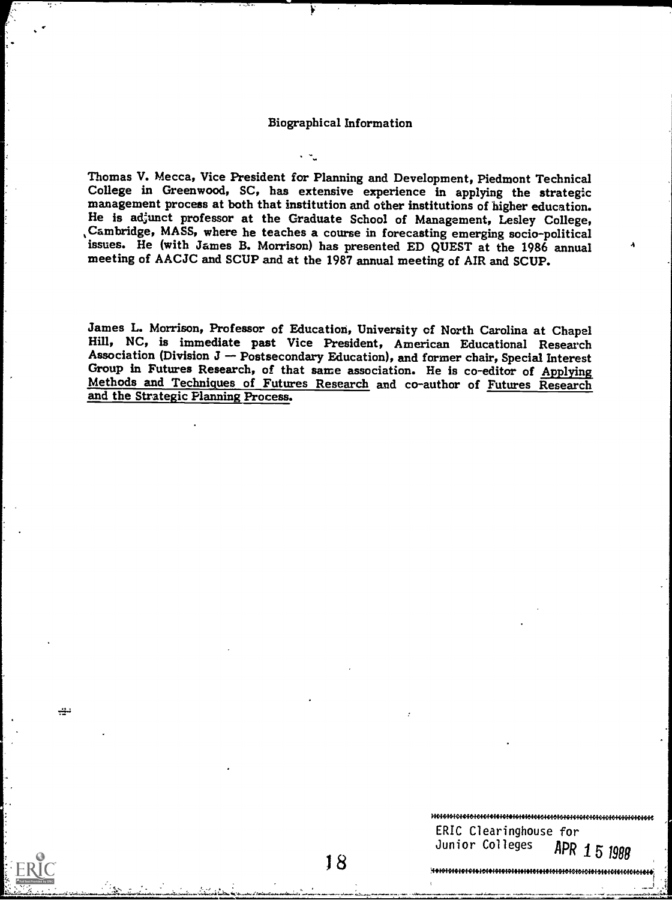# Biographical Information

Thomas V. Mecca, Vice President for Planning and Development, Piedmont Technical College in Greenwood, SC, has extensive experience in applying the strategic management process at both that institution and other institutions of higher education. He is adjunct professor at the Graduate School of Management, Lesley College, Cambridge, MASS, where he teaches a course in forecasting emerging socio-political issues. He (with James B. Morrison) has presented ED QUEST at the 1986 annual meeting of AACJC and SCUP and at the 1987 annual meeting of AIR and SCUP.

James L. Morrison, Professor of Education, University of North Carolina at Chapel Hill, NC, is immediate past Vice President, American Educational Research Association (Division J — Postsecondary Education), and former chair, Special Interest Group in Futures Research, of that same association. He is co-editor of Applying Methods and Techniques of Futures Research and co-author of Futures Research and the Strategic Planning Process.

ERIC Clearinghouse for Junior Colleges APR 15 1988